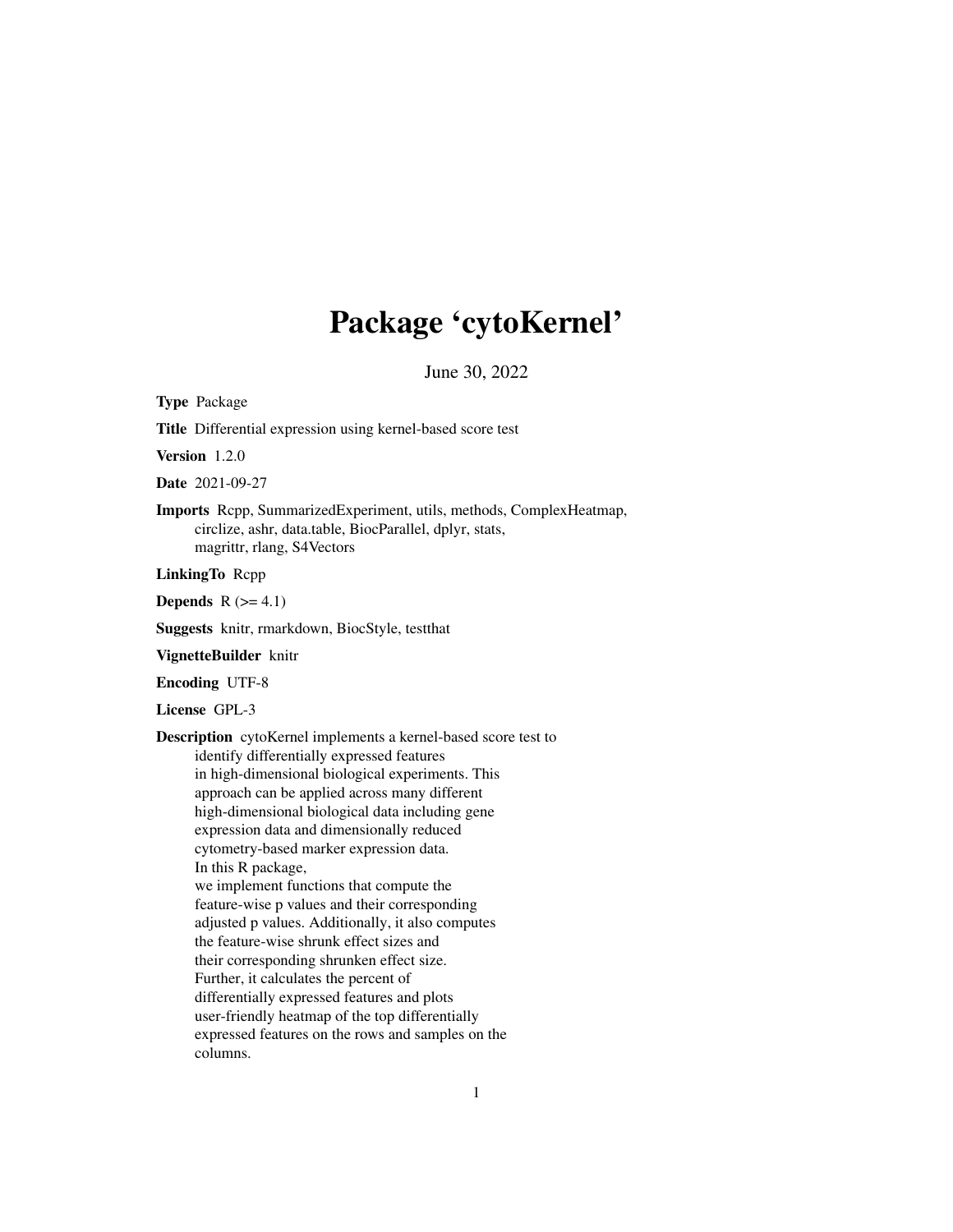# Package 'cytoKernel'

June 30, 2022

**Type** Package

**Title** Differential expression using kernel-based score test

**Version** 1.2.0

**Date** 2021-09-27

**Imports** Rcpp, SummarizedExperiment, utils, methods, ComplexHeatmap, circlize, ashr, data.table, BiocParallel, dplyr, stats, magrittr, rlang, S4Vectors

**LinkingTo** Rcpp

**Depends** R (>= 4.1)

**Suggests** knitr, rmarkdown, BiocStyle, testthat

**VignetteBuilder** knitr

**Encoding** UTF-8

**License** GPL-3

**Description** cytoKernel implements a kernel-based score test to identify differentially expressed features in high-dimensional biological experiments. This approach can be applied across many different high-dimensional biological data including gene expression data and dimensionally reduced cytometry-based marker expression data. In this R package, we implement functions that compute the feature-wise p values and their corresponding adjusted p values. Additionally, it also computes the feature-wise shrunk effect sizes and their corresponding shrunken effect size. Further, it calculates the percent of differentially expressed features and plots user-friendly heatmap of the top differentially expressed features on the rows and samples on the columns.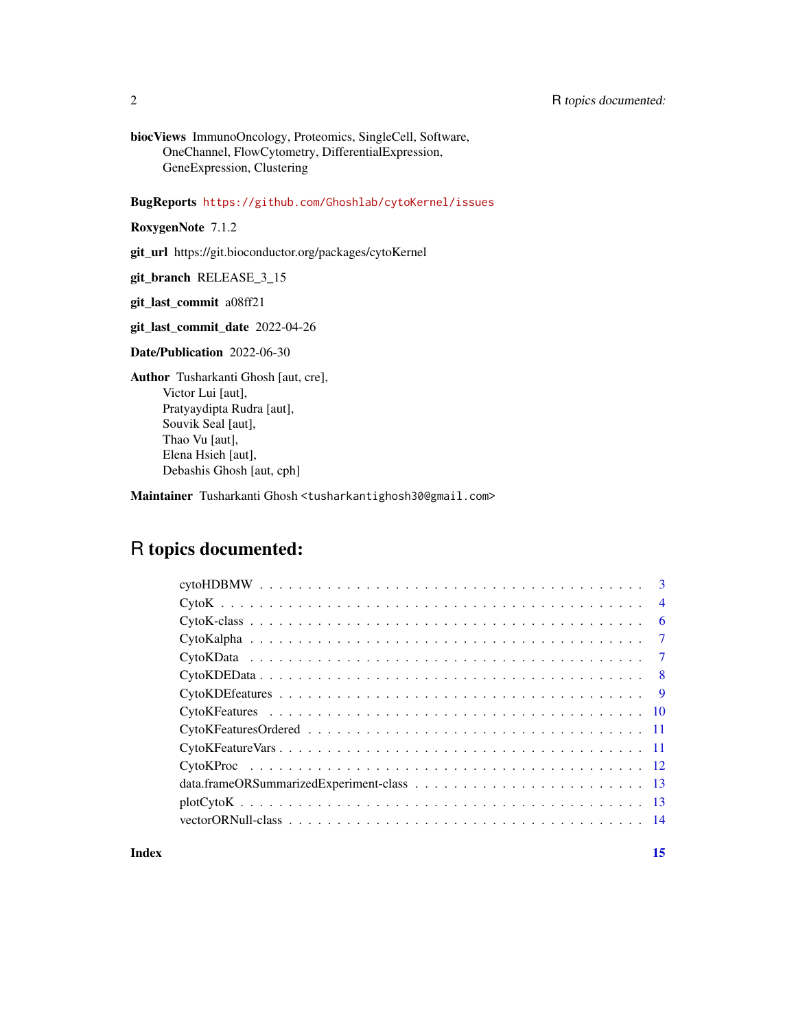**biocViews** ImmunoOncology, Proteomics, SingleCell, Software, OneChannel, FlowCytometry, DifferentialExpression, GeneExpression, Clustering

**BugReports** https://github.com/Ghoshlab/cytoKernel/issues

**RoxygenNote** 7.1.2

**git_url** https://git.bioconductor.org/packages/cytoKernel

**git_branch** RELEASE_3_15

**git_last_commit** a08ff21

**git_last_commit_date** 2022-04-26

**Date/Publication** 2022-06-30

**Author** Tusharkanti Ghosh [aut, cre],
Victor Lui [aut],
Pratyaydipta Rudra [aut],
Souvik Seal [aut],
Thao Vu [aut],
Elena Hsieh [aut],
Debashis Ghosh [aut, cph]

**Maintainer** Tusharkanti Ghosh <tusharkantighosh30@gmail.com>

# R topics documented:

| | |
|---|---|
| cytoHDBMW | 3 |
| CytoK | 4 |
| CytoK-class | 6 |
| CytoKalpha | 7 |
| CytoKData | 7 |
| CytoKDEData | 8 |
| CytoKDEfeatures | 9 |
| CytoKFeatures | 10 |
| CytoKFeaturesOrdered | 11 |
| CytoKFeatureVars | 11 |
| CytoKProc | 12 |
| data.frameORSummarizedExperiment-class | 13 |
| plotCytoK | 13 |
| vectorORNull-class | 14 |

**Index** **15**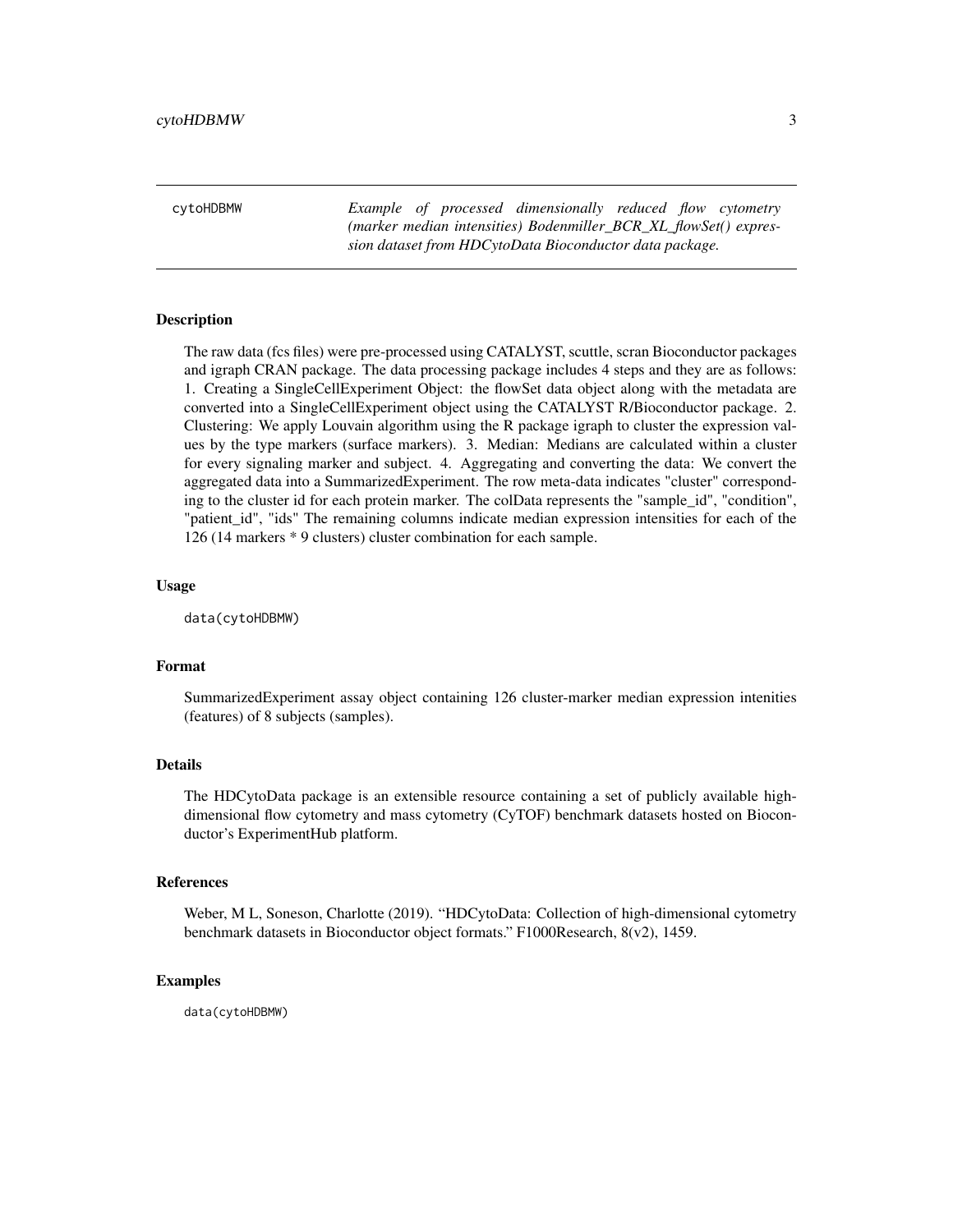## cytoHDBMW

*Example of processed dimensionally reduced flow cytometry (marker median intensities) Bodenmiller_BCR_XL_flowSet() expression dataset from HDCytoData Bioconductor data package.*

### Description

The raw data (fcs files) were pre-processed using CATALYST, scuttle, scran Bioconductor packages and igraph CRAN package. The data processing package includes 4 steps and they are as follows: 1. Creating a SingleCellExperiment Object: the flowSet data object along with the metadata are converted into a SingleCellExperiment object using the CATALYST R/Bioconductor package. 2. Clustering: We apply Louvain algorithm using the R package igraph to cluster the expression values by the type markers (surface markers). 3. Median: Medians are calculated within a cluster for every signaling marker and subject. 4. Aggregating and converting the data: We convert the aggregated data into a SummarizedExperiment. The row meta-data indicates "cluster" corresponding to the cluster id for each protein marker. The colData represents the "sample_id", "condition", "patient_id", "ids" The remaining columns indicate median expression intensities for each of the 126 (14 markers * 9 clusters) cluster combination for each sample.

### Usage

```
data(cytoHDBMW)
```

### Format

SummarizedExperiment assay object containing 126 cluster-marker median expression intenities (features) of 8 subjects (samples).

### Details

The HDCytoData package is an extensible resource containing a set of publicly available high-dimensional flow cytometry and mass cytometry (CyTOF) benchmark datasets hosted on Bioconductor's ExperimentHub platform.

### References

Weber, M L, Soneson, Charlotte (2019). "HDCytoData: Collection of high-dimensional cytometry benchmark datasets in Bioconductor object formats." F1000Research, 8(v2), 1459.

### Examples

```
data(cytoHDBMW)
```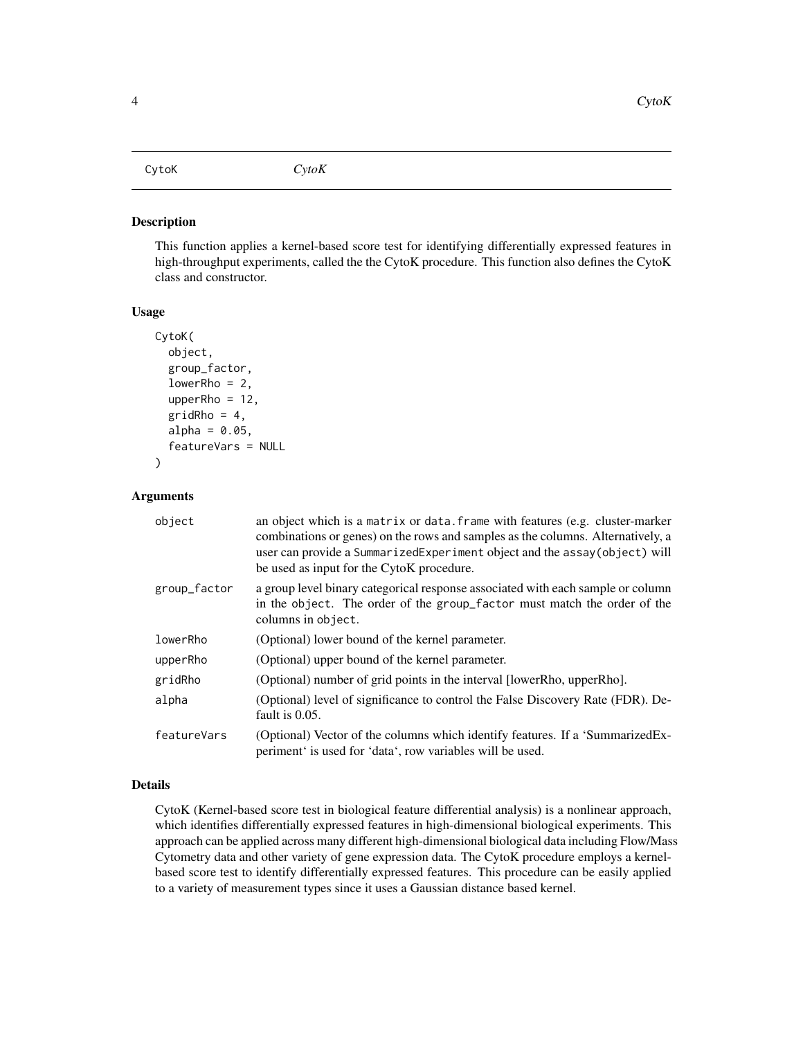CytoK *CytoK*

## Description

This function applies a kernel-based score test for identifying differentially expressed features in high-throughput experiments, called the the CytoK procedure. This function also defines the CytoK class and constructor.

## Usage

```
CytoK(
  object,
  group_factor,
  lowerRho = 2,
  upperRho = 12,
  gridRho = 4,
  alpha = 0.05,
  featureVars = NULL
)
```

## Arguments

| | |
|---|---|
| `object` | an object which is a `matrix` or `data.frame` with features (e.g. cluster-marker combinations or genes) on the rows and samples as the columns. Alternatively, a user can provide a `SummarizedExperiment` object and the `assay(object)` will be used as input for the CytoK procedure. |
| `group_factor` | a group level binary categorical response associated with each sample or column in the `object`. The order of the `group_factor` must match the order of the columns in `object`. |
| `lowerRho` | (Optional) lower bound of the kernel parameter. |
| `upperRho` | (Optional) upper bound of the kernel parameter. |
| `gridRho` | (Optional) number of grid points in the interval [lowerRho, upperRho]. |
| `alpha` | (Optional) level of significance to control the False Discovery Rate (FDR). Default is 0.05. |
| `featureVars` | (Optional) Vector of the columns which identify features. If a 'SummarizedExperiment' is used for 'data', row variables will be used. |

## Details

CytoK (Kernel-based score test in biological feature differential analysis) is a nonlinear approach, which identifies differentially expressed features in high-dimensional biological experiments. This approach can be applied across many different high-dimensional biological data including Flow/Mass Cytometry data and other variety of gene expression data. The CytoK procedure employs a kernel-based score test to identify differentially expressed features. This procedure can be easily applied to a variety of measurement types since it uses a Gaussian distance based kernel.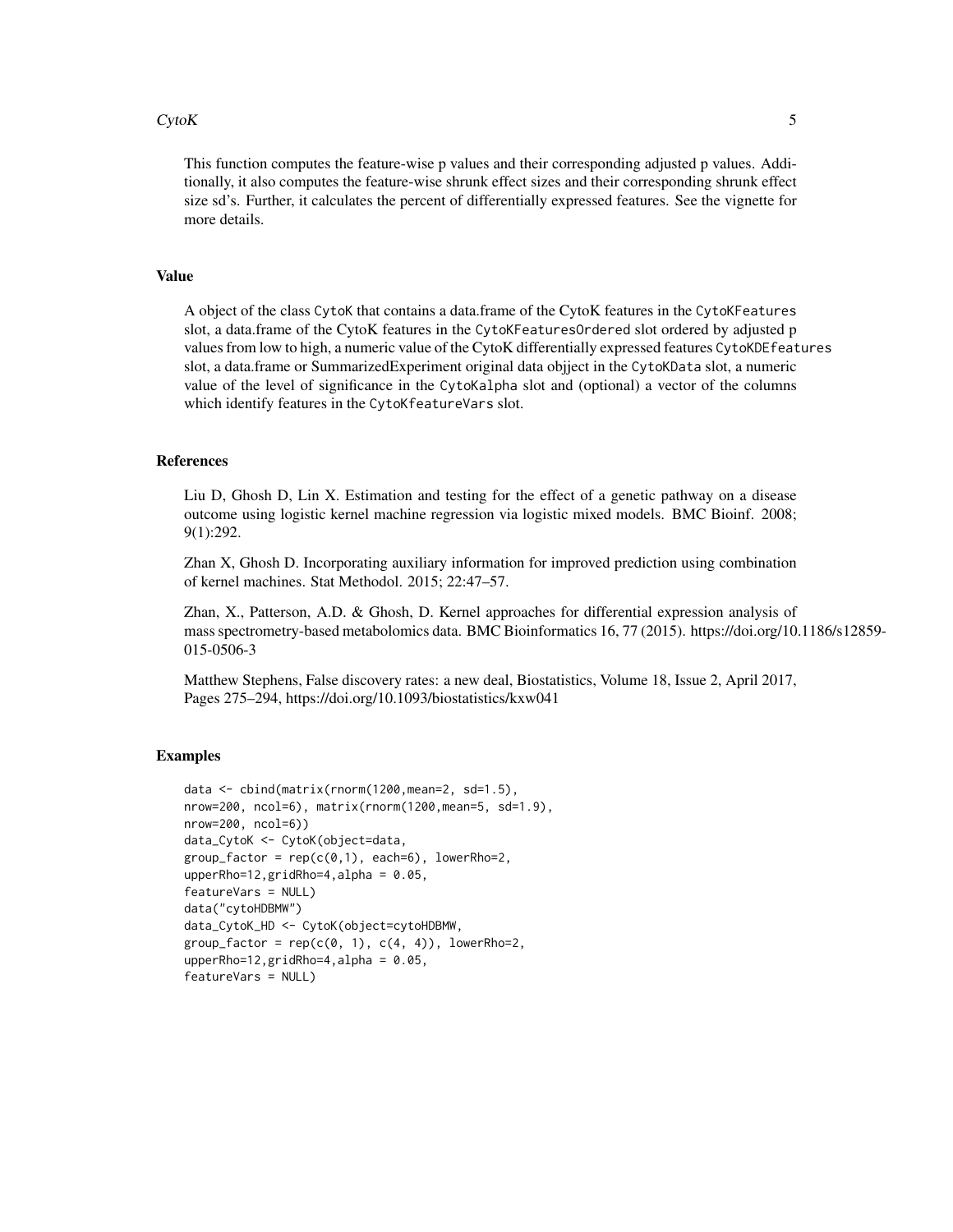This function computes the feature-wise p values and their corresponding adjusted p values. Additionally, it also computes the feature-wise shrunk effect sizes and their corresponding shrunk effect size sd's. Further, it calculates the percent of differentially expressed features. See the vignette for more details.

## Value

A object of the class `CytoK` that contains a data.frame of the CytoK features in the `CytoKFeatures` slot, a data.frame of the CytoK features in the `CytoKFeaturesOrdered` slot ordered by adjusted p values from low to high, a numeric value of the CytoK differentially expressed features `CytoKDEfeatures` slot, a data.frame or SummarizedExperiment original data objject in the `CytoKData` slot, a numeric value of the level of significance in the `CytoKalpha` slot and (optional) a vector of the columns which identify features in the `CytoKfeatureVars` slot.

## References

Liu D, Ghosh D, Lin X. Estimation and testing for the effect of a genetic pathway on a disease outcome using logistic kernel machine regression via logistic mixed models. BMC Bioinf. 2008; 9(1):292.

Zhan X, Ghosh D. Incorporating auxiliary information for improved prediction using combination of kernel machines. Stat Methodol. 2015; 22:47–57.

Zhan, X., Patterson, A.D. & Ghosh, D. Kernel approaches for differential expression analysis of mass spectrometry-based metabolomics data. BMC Bioinformatics 16, 77 (2015). https://doi.org/10.1186/s12859-015-0506-3

Matthew Stephens, False discovery rates: a new deal, Biostatistics, Volume 18, Issue 2, April 2017, Pages 275–294, https://doi.org/10.1093/biostatistics/kxw041

## Examples

```
data <- cbind(matrix(rnorm(1200,mean=2, sd=1.5),
nrow=200, ncol=6), matrix(rnorm(1200,mean=5, sd=1.9),
nrow=200, ncol=6))
data_CytoK <- CytoK(object=data,
group_factor = rep(c(0,1), each=6), lowerRho=2,
upperRho=12,gridRho=4,alpha = 0.05,
featureVars = NULL)
data("cytoHDBMW")
data_CytoK_HD <- CytoK(object=cytoHDBMW,
group_factor = rep(c(0, 1), c(4, 4)), lowerRho=2,
upperRho=12,gridRho=4,alpha = 0.05,
featureVars = NULL)
```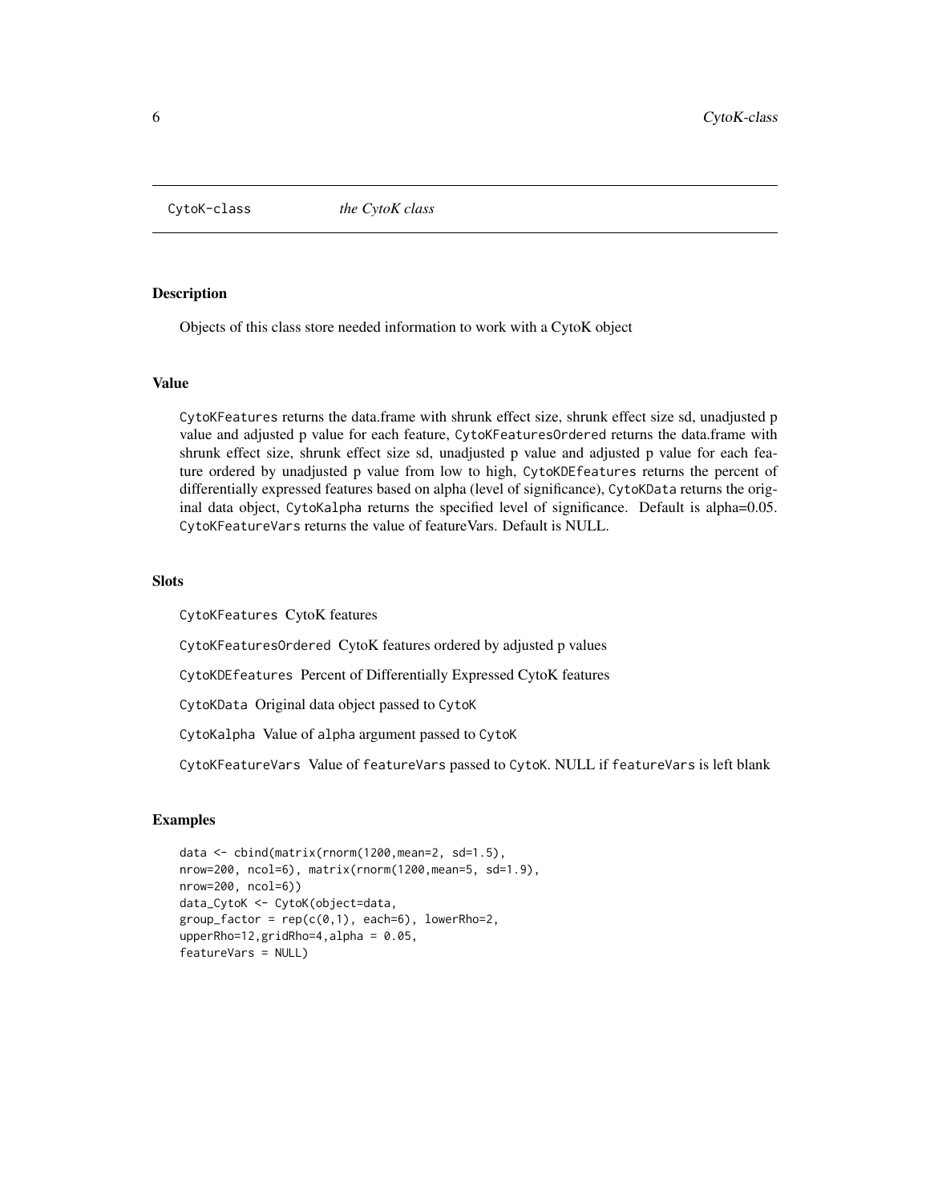CytoK-class *the CytoK class*

## Description

Objects of this class store needed information to work with a CytoK object

## Value

CytoKFeatures returns the data.frame with shrunk effect size, shrunk effect size sd, unadjusted p value and adjusted p value for each feature, CytoKFeaturesOrdered returns the data.frame with shrunk effect size, shrunk effect size sd, unadjusted p value and adjusted p value for each feature ordered by unadjusted p value from low to high, CytoKDEfeatures returns the percent of differentially expressed features based on alpha (level of significance), CytoKData returns the original data object, CytoKalpha returns the specified level of significance. Default is alpha=0.05. CytoKFeatureVars returns the value of featureVars. Default is NULL.

## Slots

CytoKFeatures CytoK features

CytoKFeaturesOrdered CytoK features ordered by adjusted p values

CytoKDEfeatures Percent of Differentially Expressed CytoK features

CytoKData Original data object passed to CytoK

CytoKalpha Value of alpha argument passed to CytoK

CytoKFeatureVars Value of featureVars passed to CytoK. NULL if featureVars is left blank

## Examples

```
data <- cbind(matrix(rnorm(1200,mean=2, sd=1.5),
nrow=200, ncol=6), matrix(rnorm(1200,mean=5, sd=1.9),
nrow=200, ncol=6))
data_CytoK <- CytoK(object=data,
group_factor = rep(c(0,1), each=6), lowerRho=2,
upperRho=12,gridRho=4,alpha = 0.05,
featureVars = NULL)
```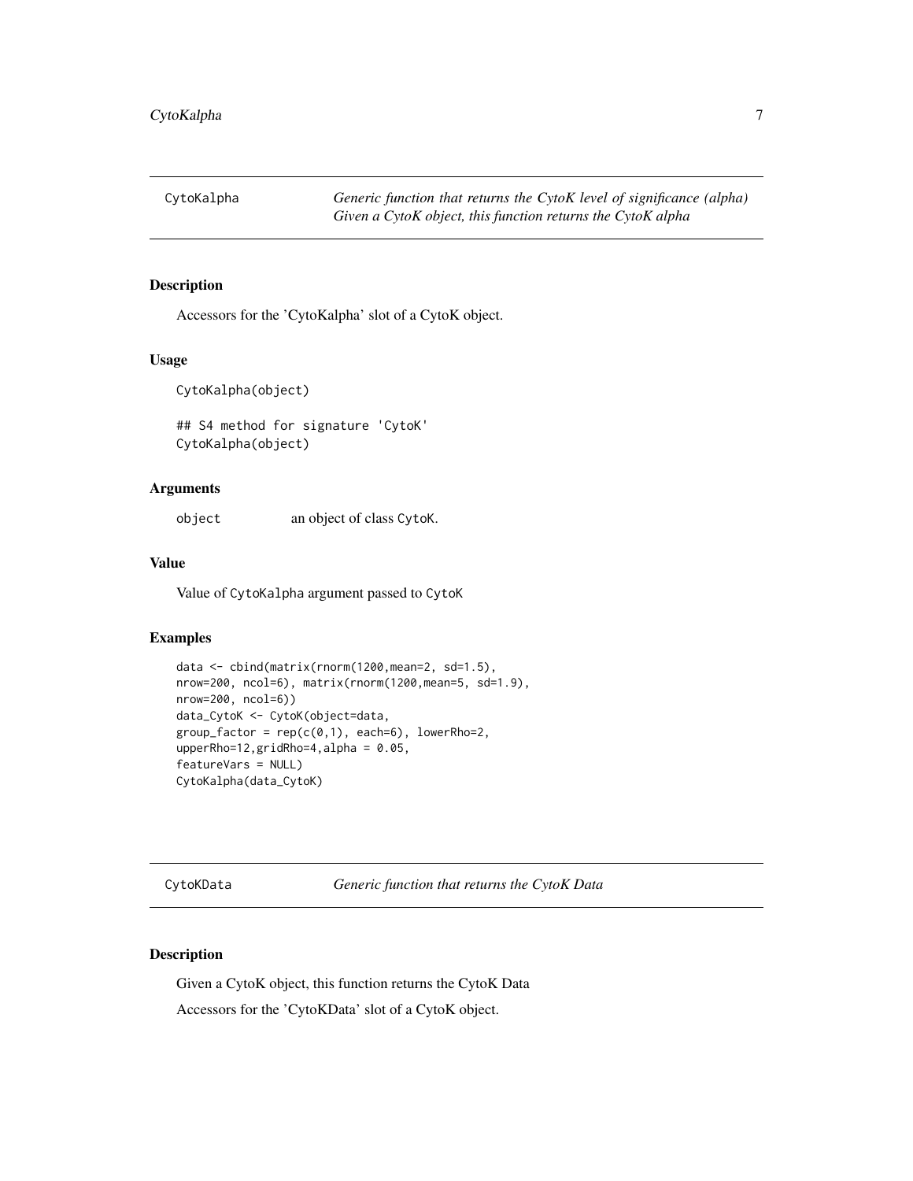## CytoKalpha

*Generic function that returns the CytoK level of significance (alpha) Given a CytoK object, this function returns the CytoK alpha*

### Description

Accessors for the 'CytoKalpha' slot of a CytoK object.

### Usage

```
CytoKalpha(object)

## S4 method for signature 'CytoK'
CytoKalpha(object)
```

### Arguments

| | |
|---|---|
| object | an object of class CytoK. |

### Value

Value of CytoKalpha argument passed to CytoK

### Examples

```
data <- cbind(matrix(rnorm(1200,mean=2, sd=1.5),
nrow=200, ncol=6), matrix(rnorm(1200,mean=5, sd=1.9),
nrow=200, ncol=6))
data_CytoK <- CytoK(object=data,
group_factor = rep(c(0,1), each=6), lowerRho=2,
upperRho=12,gridRho=4,alpha = 0.05,
featureVars = NULL)
CytoKalpha(data_CytoK)
```

## CytoKData

*Generic function that returns the CytoK Data*

### Description

Given a CytoK object, this function returns the CytoK Data

Accessors for the 'CytoKData' slot of a CytoK object.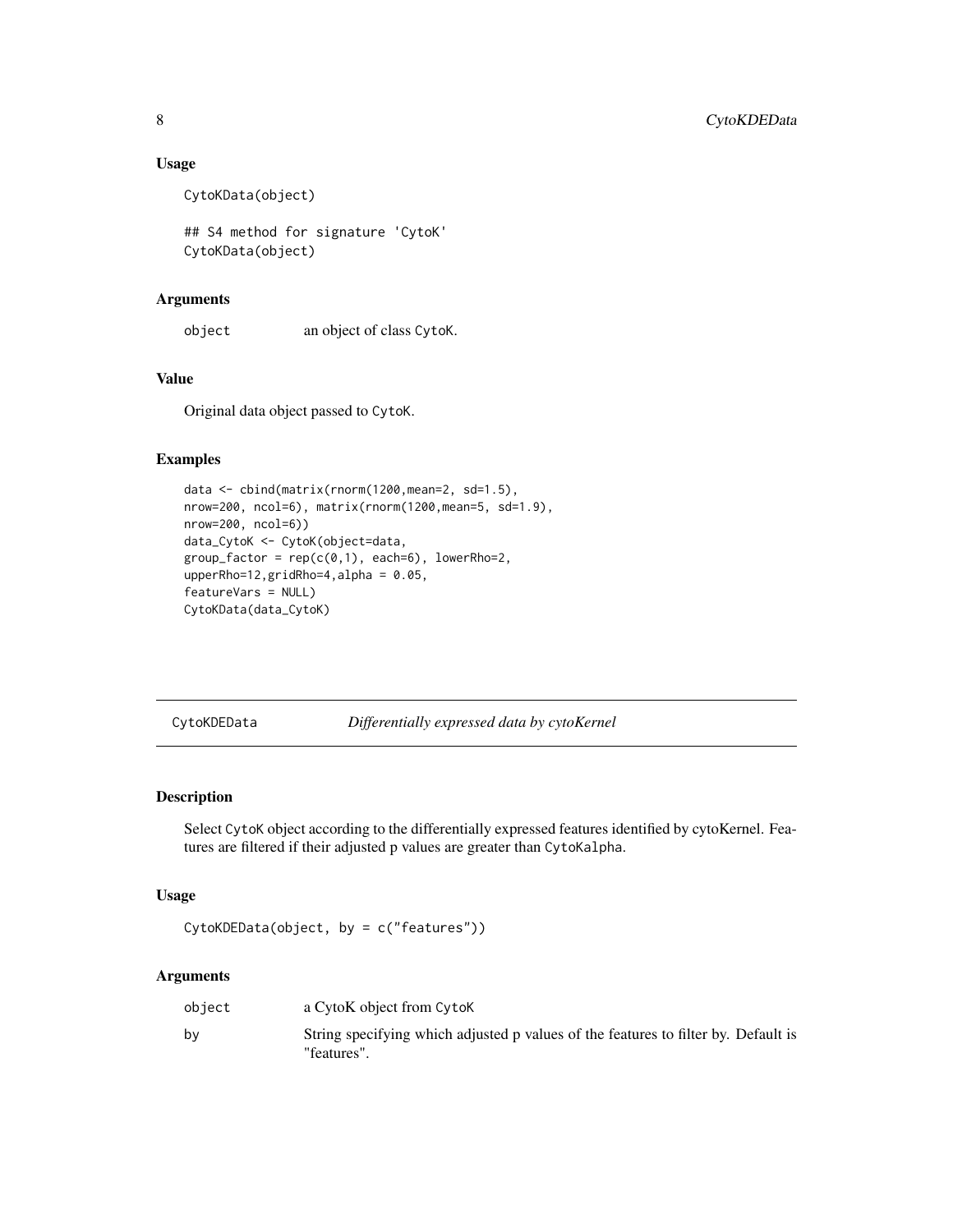### Usage

```
CytoKData(object)

## S4 method for signature 'CytoK'
CytoKData(object)
```

### Arguments

| | |
|---|---|
| object | an object of class CytoK. |

### Value

Original data object passed to CytoK.

### Examples

```
data <- cbind(matrix(rnorm(1200,mean=2, sd=1.5),
nrow=200, ncol=6), matrix(rnorm(1200,mean=5, sd=1.9),
nrow=200, ncol=6))
data_CytoK <- CytoK(object=data,
group_factor = rep(c(0,1), each=6), lowerRho=2,
upperRho=12,gridRho=4,alpha = 0.05,
featureVars = NULL)
CytoKData(data_CytoK)
```

---

## CytoKDEData — *Differentially expressed data by cytoKernel*

### Description

Select CytoK object according to the differentially expressed features identified by cytoKernel. Features are filtered if their adjusted p values are greater than CytoKalpha.

### Usage

```
CytoKDEData(object, by = c("features"))
```

### Arguments

| | |
|---|---|
| object | a CytoK object from CytoK |
| by | String specifying which adjusted p values of the features to filter by. Default is "features". |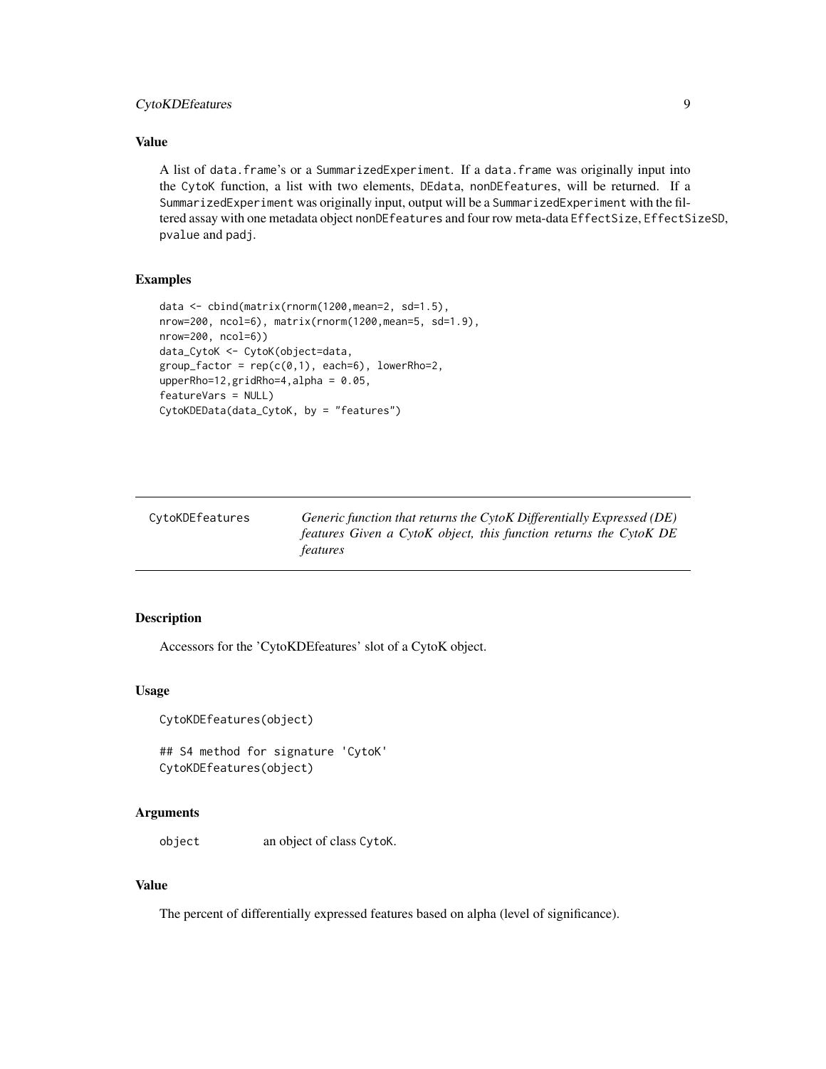### Value

A list of `data.frame`'s or a `SummarizedExperiment`. If a `data.frame` was originally input into the `CytoK` function, a list with two elements, `DEdata`, `nonDEfeatures`, will be returned. If a `SummarizedExperiment` was originally input, output will be a `SummarizedExperiment` with the filtered assay with one metadata object `nonDEfeatures` and four row meta-data `EffectSize`, `EffectSizeSD`, `pvalue` and `padj`.

### Examples

```
data <- cbind(matrix(rnorm(1200,mean=2, sd=1.5),
nrow=200, ncol=6), matrix(rnorm(1200,mean=5, sd=1.9),
nrow=200, ncol=6))
data_CytoK <- CytoK(object=data,
group_factor = rep(c(0,1), each=6), lowerRho=2,
upperRho=12,gridRho=4,alpha = 0.05,
featureVars = NULL)
CytoKDEData(data_CytoK, by = "features")
```

---

## CytoKDEfeatures

*Generic function that returns the CytoK Differentially Expressed (DE) features Given a CytoK object, this function returns the CytoK DE features*

---

### Description

Accessors for the 'CytoKDEfeatures' slot of a CytoK object.

### Usage

```
CytoKDEfeatures(object)

## S4 method for signature 'CytoK'
CytoKDEfeatures(object)
```

### Arguments

| | |
|---|---|
| `object` | an object of class `CytoK`. |

### Value

The percent of differentially expressed features based on alpha (level of significance).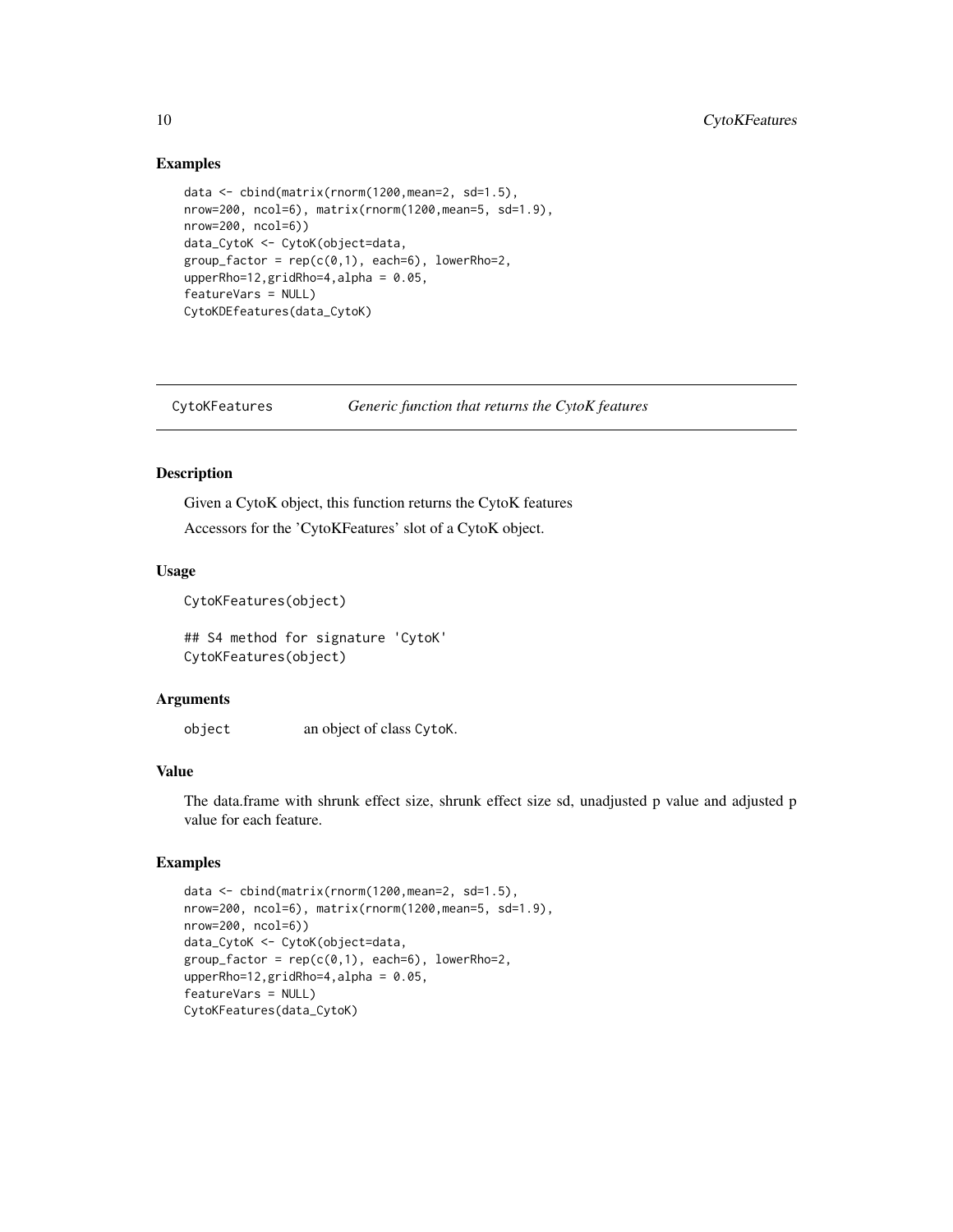### Examples

```
data <- cbind(matrix(rnorm(1200,mean=2, sd=1.5),
nrow=200, ncol=6), matrix(rnorm(1200,mean=5, sd=1.9),
nrow=200, ncol=6))
data_CytoK <- CytoK(object=data,
group_factor = rep(c(0,1), each=6), lowerRho=2,
upperRho=12,gridRho=4,alpha = 0.05,
featureVars = NULL)
CytoKDEfeatures(data_CytoK)
```

## CytoKFeatures *Generic function that returns the CytoK features*

### Description

Given a CytoK object, this function returns the CytoK features

Accessors for the 'CytoKFeatures' slot of a CytoK object.

### Usage

```
CytoKFeatures(object)

## S4 method for signature 'CytoK'
CytoKFeatures(object)
```

### Arguments

| | |
|---|---|
| object | an object of class CytoK. |

### Value

The data.frame with shrunk effect size, shrunk effect size sd, unadjusted p value and adjusted p value for each feature.

### Examples

```
data <- cbind(matrix(rnorm(1200,mean=2, sd=1.5),
nrow=200, ncol=6), matrix(rnorm(1200,mean=5, sd=1.9),
nrow=200, ncol=6))
data_CytoK <- CytoK(object=data,
group_factor = rep(c(0,1), each=6), lowerRho=2,
upperRho=12,gridRho=4,alpha = 0.05,
featureVars = NULL)
CytoKFeatures(data_CytoK)
```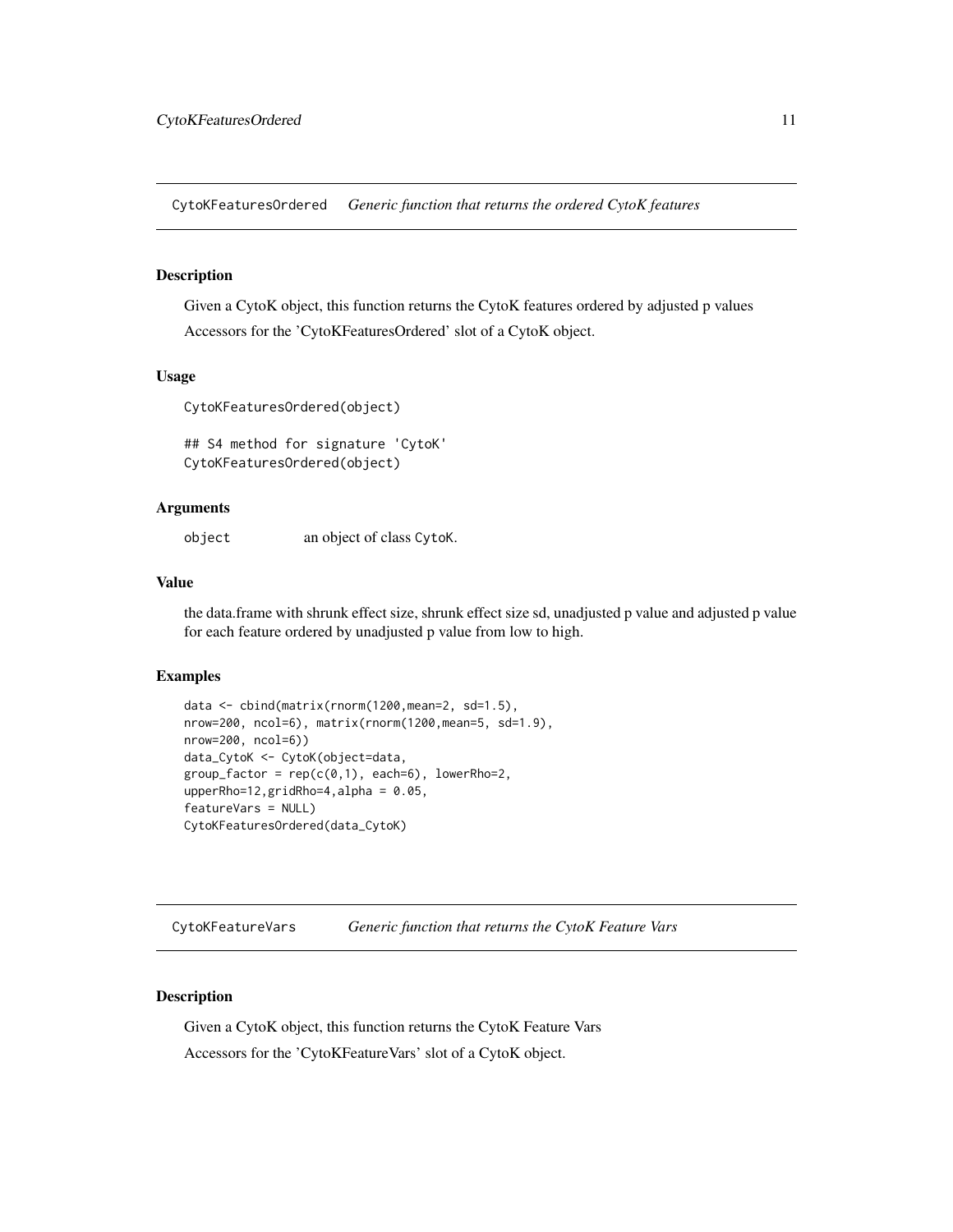## CytoKFeaturesOrdered *Generic function that returns the ordered CytoK features*

### Description

Given a CytoK object, this function returns the CytoK features ordered by adjusted p values

Accessors for the 'CytoKFeaturesOrdered' slot of a CytoK object.

### Usage

```
CytoKFeaturesOrdered(object)

## S4 method for signature 'CytoK'
CytoKFeaturesOrdered(object)
```

### Arguments

| | |
|---|---|
| object | an object of class CytoK. |

### Value

the data.frame with shrunk effect size, shrunk effect size sd, unadjusted p value and adjusted p value for each feature ordered by unadjusted p value from low to high.

### Examples

```
data <- cbind(matrix(rnorm(1200,mean=2, sd=1.5),
nrow=200, ncol=6), matrix(rnorm(1200,mean=5, sd=1.9),
nrow=200, ncol=6))
data_CytoK <- CytoK(object=data,
group_factor = rep(c(0,1), each=6), lowerRho=2,
upperRho=12,gridRho=4,alpha = 0.05,
featureVars = NULL)
CytoKFeaturesOrdered(data_CytoK)
```

## CytoKFeatureVars *Generic function that returns the CytoK Feature Vars*

### Description

Given a CytoK object, this function returns the CytoK Feature Vars

Accessors for the 'CytoKFeatureVars' slot of a CytoK object.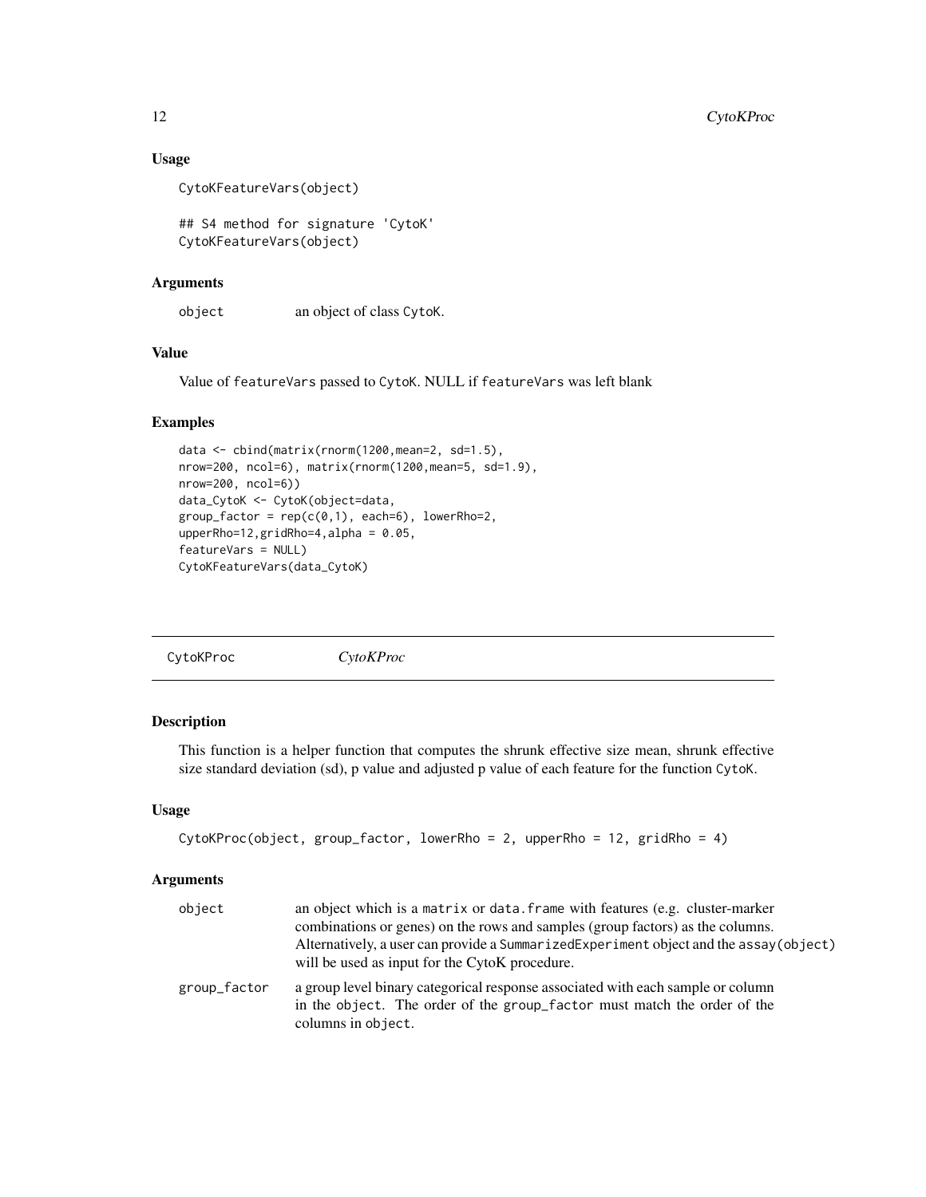### Usage

```
CytoKFeatureVars(object)

## S4 method for signature 'CytoK'
CytoKFeatureVars(object)
```

### Arguments

| | |
|---|---|
| object | an object of class CytoK. |

### Value

Value of featureVars passed to CytoK. NULL if featureVars was left blank

### Examples

```
data <- cbind(matrix(rnorm(1200,mean=2, sd=1.5),
nrow=200, ncol=6), matrix(rnorm(1200,mean=5, sd=1.9),
nrow=200, ncol=6))
data_CytoK <- CytoK(object=data,
group_factor = rep(c(0,1), each=6), lowerRho=2,
upperRho=12,gridRho=4,alpha = 0.05,
featureVars = NULL)
CytoKFeatureVars(data_CytoK)
```

---

## CytoKProc *CytoKProc*

### Description

This function is a helper function that computes the shrunk effective size mean, shrunk effective size standard deviation (sd), p value and adjusted p value of each feature for the function CytoK.

### Usage

```
CytoKProc(object, group_factor, lowerRho = 2, upperRho = 12, gridRho = 4)
```

### Arguments

| | |
|---|---|
| object | an object which is a matrix or data.frame with features (e.g. cluster-marker combinations or genes) on the rows and samples (group factors) as the columns. Alternatively, a user can provide a SummarizedExperiment object and the assay(object) will be used as input for the CytoK procedure. |
| group_factor | a group level binary categorical response associated with each sample or column in the object. The order of the group_factor must match the order of the columns in object. |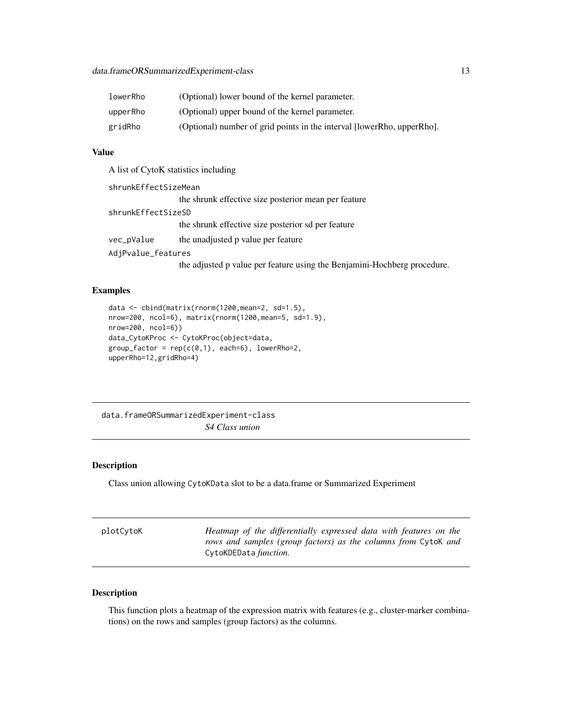| | |
|---|---|
| lowerRho | (Optional) lower bound of the kernel parameter. |
| upperRho | (Optional) upper bound of the kernel parameter. |
| gridRho | (Optional) number of grid points in the interval [lowerRho, upperRho]. |

### Value

A list of CytoK statistics including

shrunkEffectSizeMean
: the shrunk effective size posterior mean per feature

shrunkEffectSizeSD
: the shrunk effective size posterior sd per feature

vec_pValue
: the unadjusted p value per feature

AdjPvalue_features
: the adjusted p value per feature using the Benjamini-Hochberg procedure.

### Examples

```
data <- cbind(matrix(rnorm(1200,mean=2, sd=1.5),
nrow=200, ncol=6), matrix(rnorm(1200,mean=5, sd=1.9),
nrow=200, ncol=6))
data_CytoKProc <- CytoKProc(object=data,
group_factor = rep(c(0,1), each=6), lowerRho=2,
upperRho=12,gridRho=4)
```

## data.frameORSummarizedExperiment-class — *S4 Class union*

### Description

Class union allowing CytoKData slot to be a data.frame or Summarized Experiment

## plotCytoK — *Heatmap of the differentially expressed data with features on the rows and samples (group factors) as the columns from CytoK and CytoKDEData function.*

### Description

This function plots a heatmap of the expression matrix with features (e.g., cluster-marker combinations) on the rows and samples (group factors) as the columns.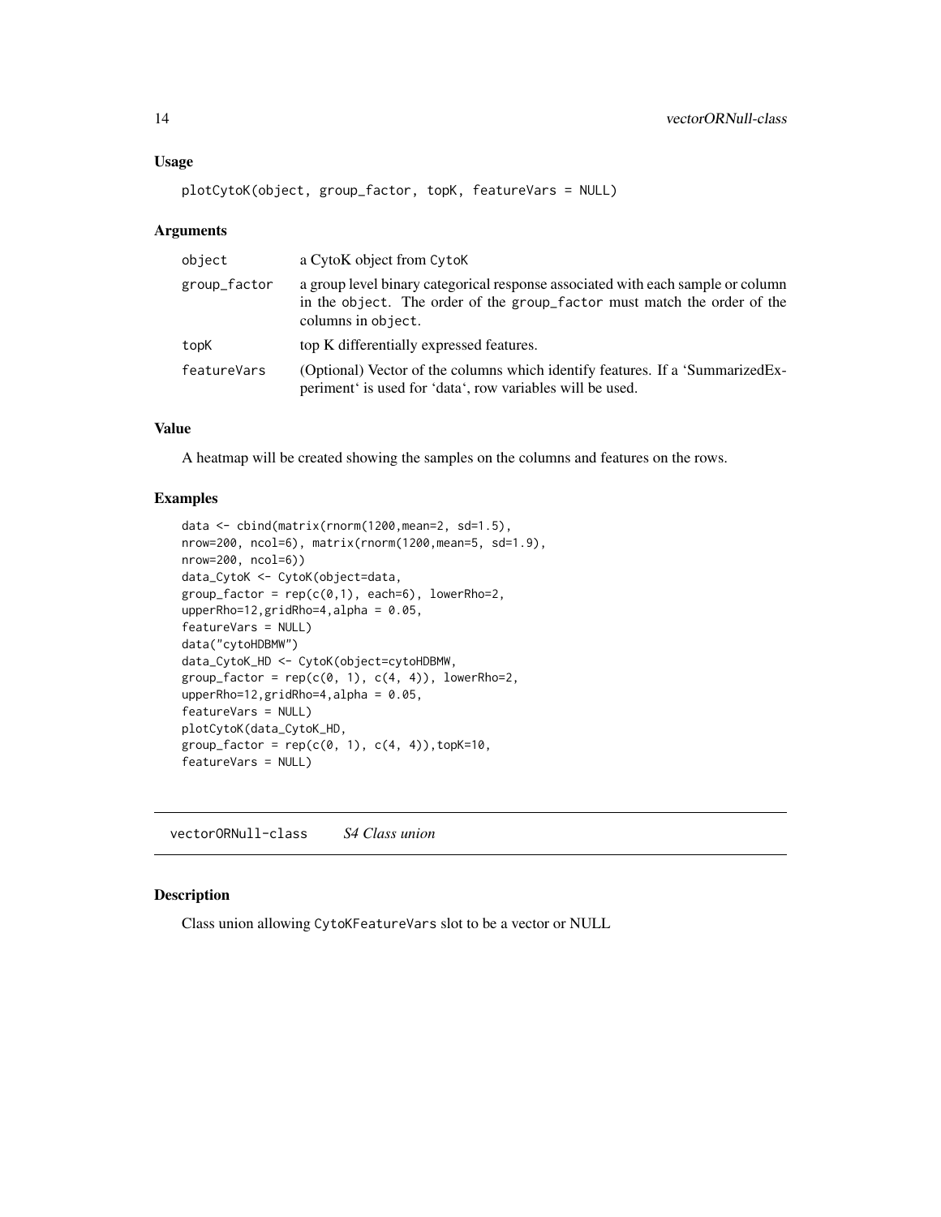### Usage

```
plotCytoK(object, group_factor, topK, featureVars = NULL)
```

### Arguments

| | |
|---|---|
| object | a CytoK object from CytoK |
| group_factor | a group level binary categorical response associated with each sample or column in the object. The order of the group_factor must match the order of the columns in object. |
| topK | top K differentially expressed features. |
| featureVars | (Optional) Vector of the columns which identify features. If a 'SummarizedExperiment' is used for 'data', row variables will be used. |

### Value

A heatmap will be created showing the samples on the columns and features on the rows.

### Examples

```
data <- cbind(matrix(rnorm(1200,mean=2, sd=1.5),
nrow=200, ncol=6), matrix(rnorm(1200,mean=5, sd=1.9),
nrow=200, ncol=6))
data_CytoK <- CytoK(object=data,
group_factor = rep(c(0,1), each=6), lowerRho=2,
upperRho=12,gridRho=4,alpha = 0.05,
featureVars = NULL)
data("cytoHDBMW")
data_CytoK_HD <- CytoK(object=cytoHDBMW,
group_factor = rep(c(0, 1), c(4, 4)), lowerRho=2,
upperRho=12,gridRho=4,alpha = 0.05,
featureVars = NULL)
plotCytoK(data_CytoK_HD,
group_factor = rep(c(0, 1), c(4, 4)),topK=10,
featureVars = NULL)
```

---

## vectorORNull-class *S4 Class union*

### Description

Class union allowing CytoKFeatureVars slot to be a vector or NULL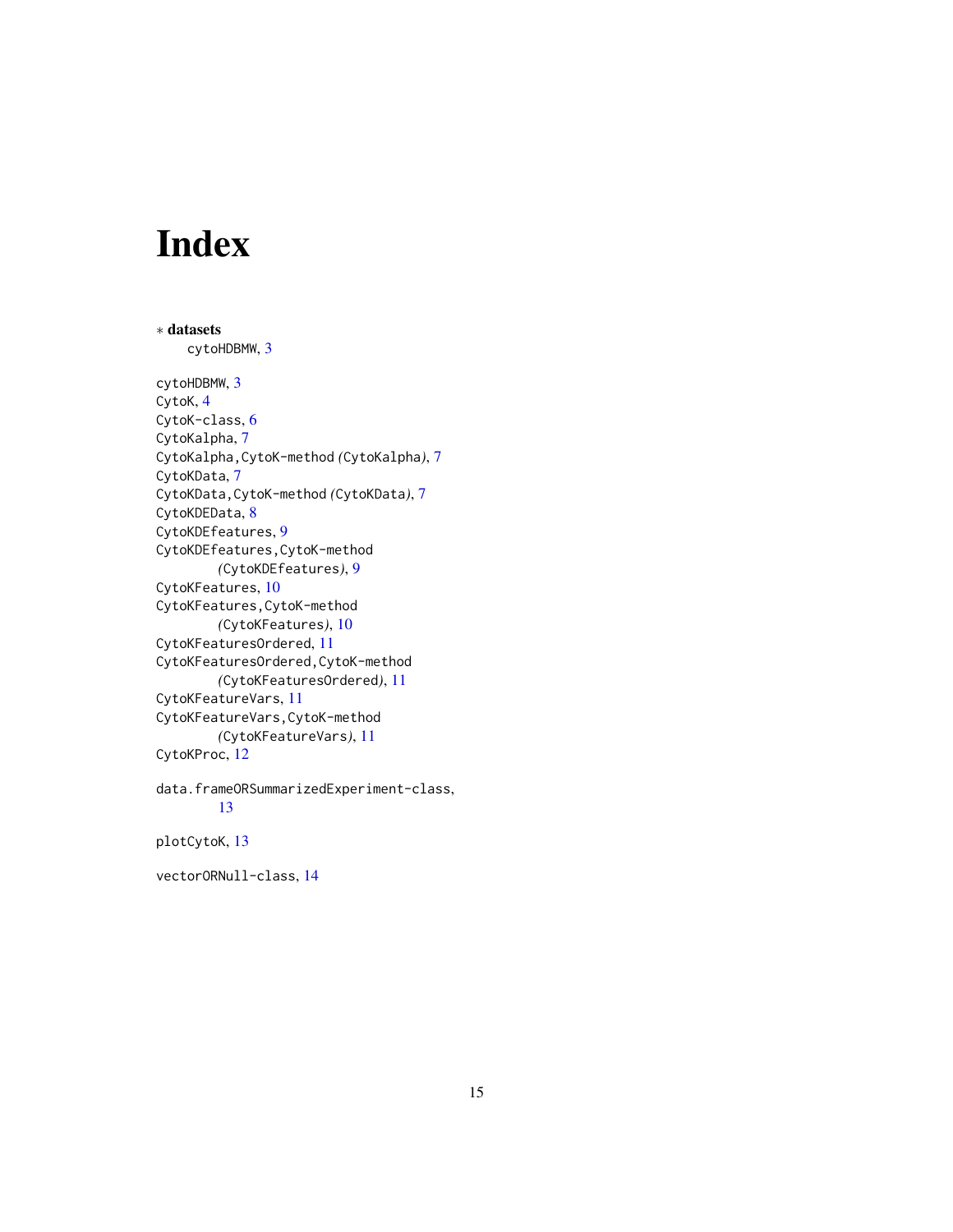# Index

∗ **datasets**

cytoHDBMW, 3

cytoHDBMW, 3
CytoK, 4
CytoK-class, 6
CytoKalpha, 7
CytoKalpha,CytoK-method *(*CytoKalpha*)*, 7
CytoKData, 7
CytoKData,CytoK-method *(*CytoKData*)*, 7
CytoKDEData, 8
CytoKDEfeatures, 9
CytoKDEfeatures,CytoK-method *(*CytoKDEfeatures*)*, 9
CytoKFeatures, 10
CytoKFeatures,CytoK-method *(*CytoKFeatures*)*, 10
CytoKFeaturesOrdered, 11
CytoKFeaturesOrdered,CytoK-method *(*CytoKFeaturesOrdered*)*, 11
CytoKFeatureVars, 11
CytoKFeatureVars,CytoK-method *(*CytoKFeatureVars*)*, 11
CytoKProc, 12

data.frameORSummarizedExperiment-class, 13

plotCytoK, 13

vectorORNull-class, 14